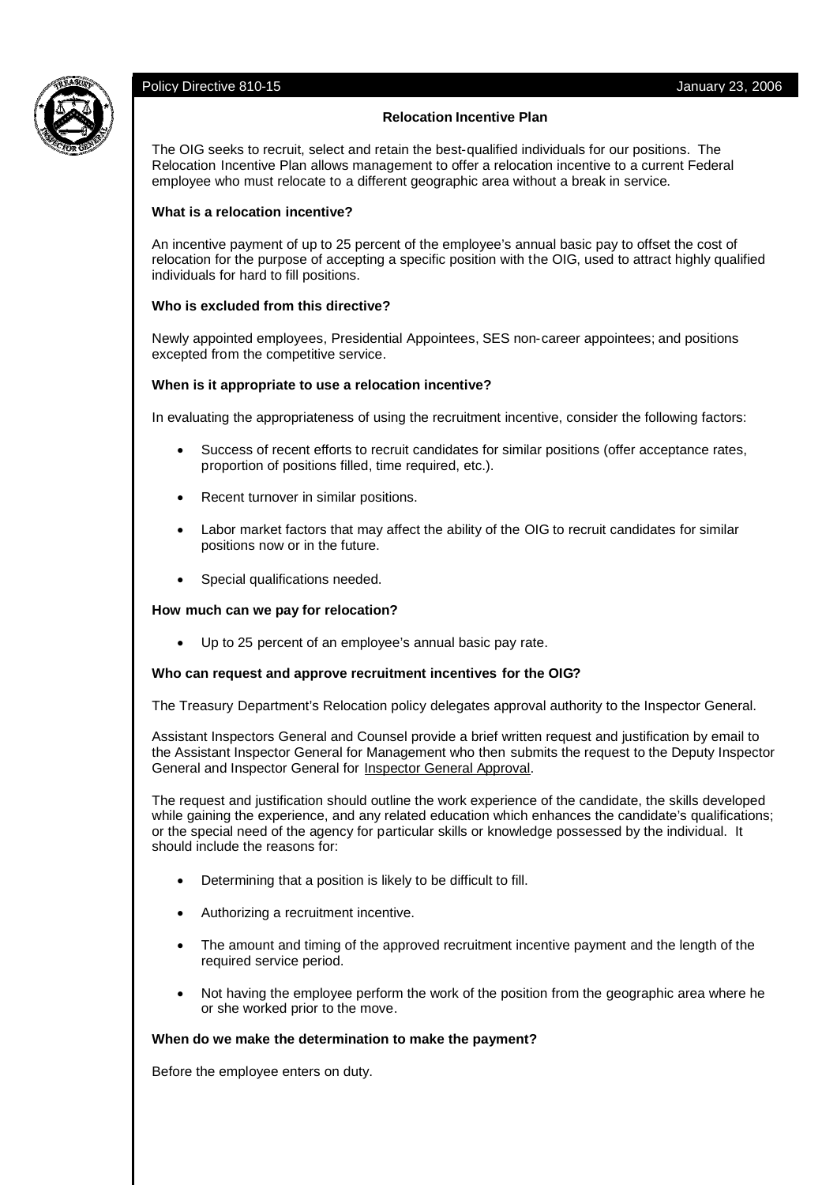Policy Directive 810-15 January 23, 2006

## Relocation Incentive Plan

The OIG seeks to recruit, select and retain the best-qualified individuals for our positions. The Relocation Incentive Plan allows management to offer a relocation incentive to a current Federal employee who must relocate to a different geographic area without a break in service.

**What is a relocation incentive?**

An incentive payment of up to 25 percent of the employee's annual basic pay to offset the cost of relocation for the purpose of accepting a specific position with the OIG, used to attract highly qualified individuals for hard to fill positions.

**Who is excluded from this directive?**

Newly appointed employees, Presidential Appointees, SES non-career appointees; and positions excepted from the competitive service.

**When is it appropriate to use a relocation incentive?**

In evaluating the appropriateness of using the recruitment incentive, consider the following factors:

- Success of recent efforts to recruit candidates for similar positions (offer acceptance rates, proportion of positions filled, time required, etc.).
- Recent turnover in similar positions.
- Labor market factors that may affect the ability of the OIG to recruit candidates for similar positions now or in the future.
- Special qualifications needed.

**How much can we pay for relocation?**

- Up to 25 percent of an employee's annual basic pay rate.

**Who can request and approve recruitment incentives for the OIG?**

The Treasury Department's Relocation policy delegates approval authority to the Inspector General.

Assistant Inspectors General and Counsel provide a brief written request and justification by email to the Assistant Inspector General for Management who then submits the request to the Deputy Inspector General and Inspector General for Inspector General Approval.

The request and justification should outline the work experience of the candidate, the skills developed while gaining the experience, and any related education which enhances the candidate's qualifications; or the special need of the agency for particular skills or knowledge possessed by the individual. It should include the reasons for:

- Determining that a position is likely to be difficult to fill.
- Authorizing a recruitment incentive.
- The amount and timing of the approved recruitment incentive payment and the length of the required service period.
- Not having the employee perform the work of the position from the geographic area where he or she worked prior to the move.

**When do we make the determination to make the payment?**

Before the employee enters on duty.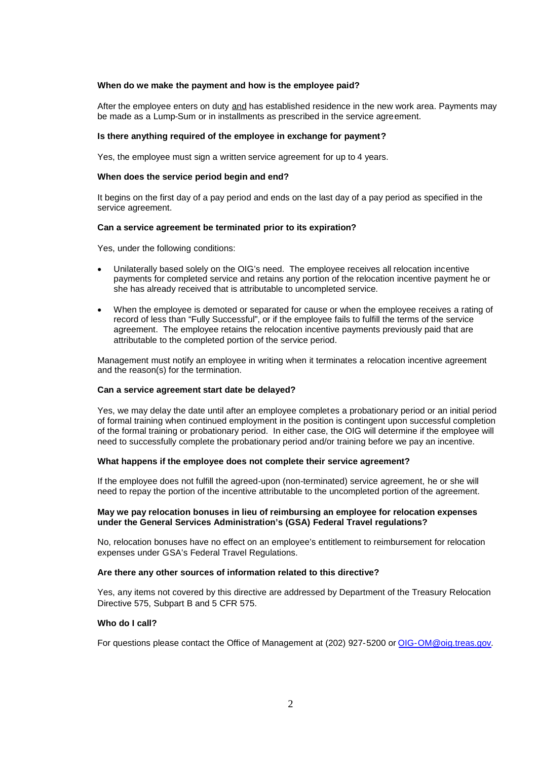**When do we make the payment and how is the employee paid?**

After the employee enters on duty and has established residence in the new work area. Payments may be made as a Lump-Sum or in installments as prescribed in the service agreement.

**Is there anything required of the employee in exchange for payment?**

Yes, the employee must sign a written service agreement for up to 4 years.

**When does the service period begin and end?**

It begins on the first day of a pay period and ends on the last day of a pay period as specified in the service agreement.

**Can a service agreement be terminated prior to its expiration?**

Yes, under the following conditions:

- Unilaterally based solely on the OIG's need. The employee receives all relocation incentive payments for completed service and retains any portion of the relocation incentive payment he or she has already received that is attributable to uncompleted service.
- When the employee is demoted or separated for cause or when the employee receives a rating of record of less than "Fully Successful", or if the employee fails to fulfill the terms of the service agreement. The employee retains the relocation incentive payments previously paid that are attributable to the completed portion of the service period.

Management must notify an employee in writing when it terminates a relocation incentive agreement and the reason(s) for the termination.

**Can a service agreement start date be delayed?**

Yes, we may delay the date until after an employee completes a probationary period or an initial period of formal training when continued employment in the position is contingent upon successful completion of the formal training or probationary period. In either case, the OIG will determine if the employee will need to successfully complete the probationary period and/or training before we pay an incentive.

**What happens if the employee does not complete their service agreement?**

If the employee does not fulfill the agreed-upon (non-terminated) service agreement, he or she will need to repay the portion of the incentive attributable to the uncompleted portion of the agreement.

**May we pay relocation bonuses in lieu of reimbursing an employee for relocation expenses under the General Services Administration's (GSA) Federal Travel regulations?**

No, relocation bonuses have no effect on an employee's entitlement to reimbursement for relocation expenses under GSA's Federal Travel Regulations.

**Are there any other sources of information related to this directive?**

Yes, any items not covered by this directive are addressed by Department of the Treasury Relocation Directive 575, Subpart B and 5 CFR 575.

**Who do I call?**

For questions please contact the Office of Management at (202) 927-5200 or OIG-OM@oig.treas.gov.